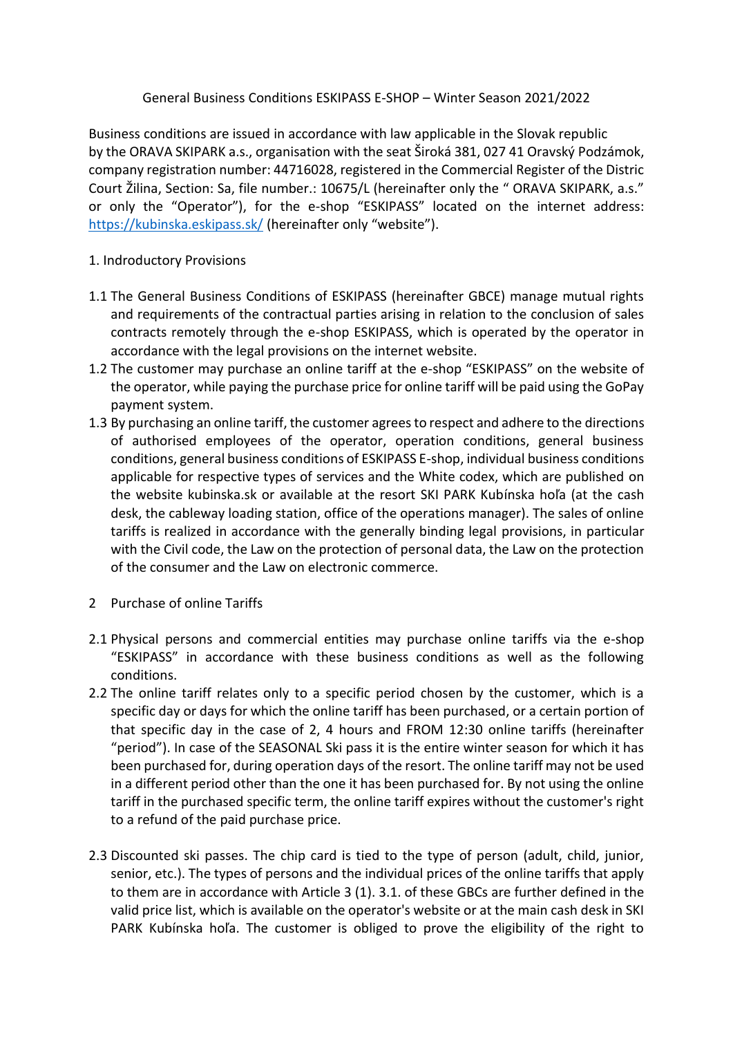# General Business Conditions ESKIPASS E-SHOP – Winter Season 2021/2022

Business conditions are issued in accordance with law applicable in the Slovak republic by the ORAVA SKIPARK a.s., organisation with the seat Široká 381, 027 41 Oravský Podzámok, company registration number: 44716028, registered in the Commercial Register of the Distric Court Žilina, Section: Sa, file number.: 10675/L (hereinafter only the " ORAVA SKIPARK, a.s." or only the "Operator"), for the e-shop "ESKIPASS" located on the internet address: https://kubinska.eskipass.sk/ (hereinafter only "website").

## 1. Indroductory Provisions

1.1 The General Business Conditions of ESKIPASS (hereinafter GBCE) manage mutual rights and requirements of the contractual parties arising in relation to the conclusion of sales contracts remotely through the e-shop ESKIPASS, which is operated by the operator in accordance with the legal provisions on the internet website.

1.2 The customer may purchase an online tariff at the e-shop "ESKIPASS" on the website of the operator, while paying the purchase price for online tariff will be paid using the GoPay payment system.

1.3 By purchasing an online tariff, the customer agrees to respect and adhere to the directions of authorised employees of the operator, operation conditions, general business conditions, general business conditions of ESKIPASS E-shop, individual business conditions applicable for respective types of services and the White codex, which are published on the website kubinska.sk or available at the resort SKI PARK Kubínska hoľa (at the cash desk, the cableway loading station, office of the operations manager). The sales of online tariffs is realized in accordance with the generally binding legal provisions, in particular with the Civil code, the Law on the protection of personal data, the Law on the protection of the consumer and the Law on electronic commerce.

## 2 Purchase of online Tariffs

2.1 Physical persons and commercial entities may purchase online tariffs via the e-shop "ESKIPASS" in accordance with these business conditions as well as the following conditions.

2.2 The online tariff relates only to a specific period chosen by the customer, which is a specific day or days for which the online tariff has been purchased, or a certain portion of that specific day in the case of 2, 4 hours and FROM 12:30 online tariffs (hereinafter "period"). In case of the SEASONAL Ski pass it is the entire winter season for which it has been purchased for, during operation days of the resort. The online tariff may not be used in a different period other than the one it has been purchased for. By not using the online tariff in the purchased specific term, the online tariff expires without the customer's right to a refund of the paid purchase price.

2.3 Discounted ski passes. The chip card is tied to the type of person (adult, child, junior, senior, etc.). The types of persons and the individual prices of the online tariffs that apply to them are in accordance with Article 3 (1). 3.1. of these GBCs are further defined in the valid price list, which is available on the operator's website or at the main cash desk in SKI PARK Kubínska hoľa. The customer is obliged to prove the eligibility of the right to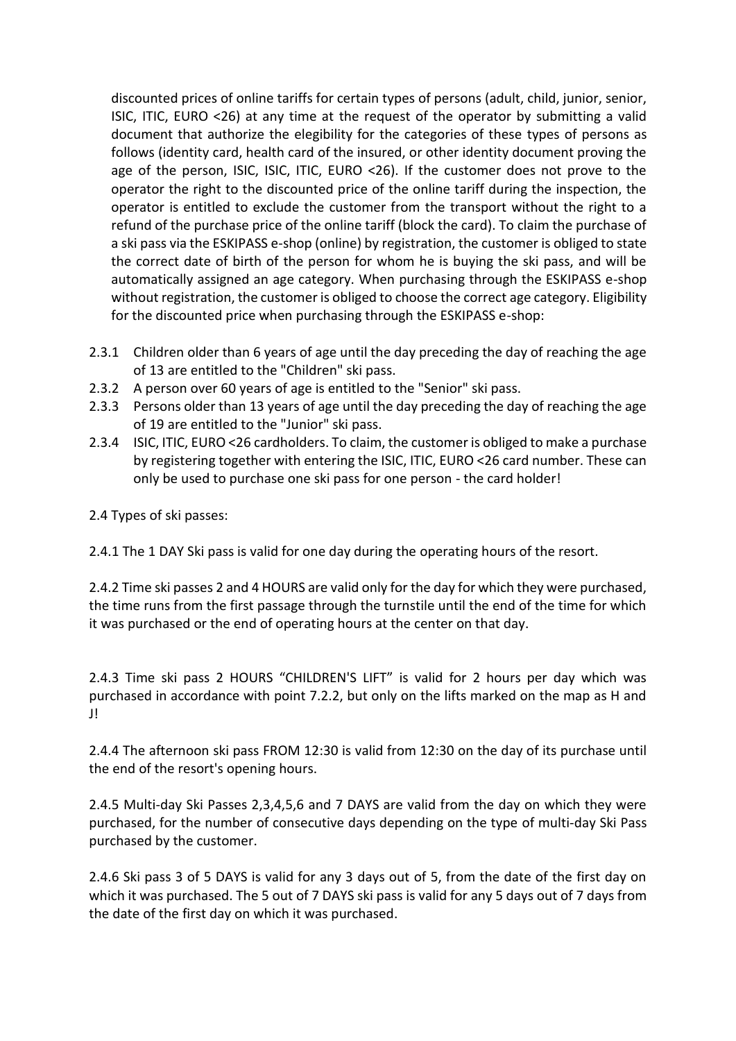discounted prices of online tariffs for certain types of persons (adult, child, junior, senior, ISIC, ITIC, EURO <26) at any time at the request of the operator by submitting a valid document that authorize the elegibility for the categories of these types of persons as follows (identity card, health card of the insured, or other identity document proving the age of the person, ISIC, ISIC, ITIC, EURO <26). If the customer does not prove to the operator the right to the discounted price of the online tariff during the inspection, the operator is entitled to exclude the customer from the transport without the right to a refund of the purchase price of the online tariff (block the card). To claim the purchase of a ski pass via the ESKIPASS e-shop (online) by registration, the customer is obliged to state the correct date of birth of the person for whom he is buying the ski pass, and will be automatically assigned an age category. When purchasing through the ESKIPASS e-shop without registration, the customer is obliged to choose the correct age category. Eligibility for the discounted price when purchasing through the ESKIPASS e-shop:

2.3.1 Children older than 6 years of age until the day preceding the day of reaching the age of 13 are entitled to the "Children" ski pass.

2.3.2 A person over 60 years of age is entitled to the "Senior" ski pass.

2.3.3 Persons older than 13 years of age until the day preceding the day of reaching the age of 19 are entitled to the "Junior" ski pass.

2.3.4 ISIC, ITIC, EURO <26 cardholders. To claim, the customer is obliged to make a purchase by registering together with entering the ISIC, ITIC, EURO <26 card number. These can only be used to purchase one ski pass for one person - the card holder!

2.4 Types of ski passes:

2.4.1 The 1 DAY Ski pass is valid for one day during the operating hours of the resort.

2.4.2 Time ski passes 2 and 4 HOURS are valid only for the day for which they were purchased, the time runs from the first passage through the turnstile until the end of the time for which it was purchased or the end of operating hours at the center on that day.

2.4.3 Time ski pass 2 HOURS "CHILDREN'S LIFT" is valid for 2 hours per day which was purchased in accordance with point 7.2.2, but only on the lifts marked on the map as H and J!

2.4.4 The afternoon ski pass FROM 12:30 is valid from 12:30 on the day of its purchase until the end of the resort's opening hours.

2.4.5 Multi-day Ski Passes 2,3,4,5,6 and 7 DAYS are valid from the day on which they were purchased, for the number of consecutive days depending on the type of multi-day Ski Pass purchased by the customer.

2.4.6 Ski pass 3 of 5 DAYS is valid for any 3 days out of 5, from the date of the first day on which it was purchased. The 5 out of 7 DAYS ski pass is valid for any 5 days out of 7 days from the date of the first day on which it was purchased.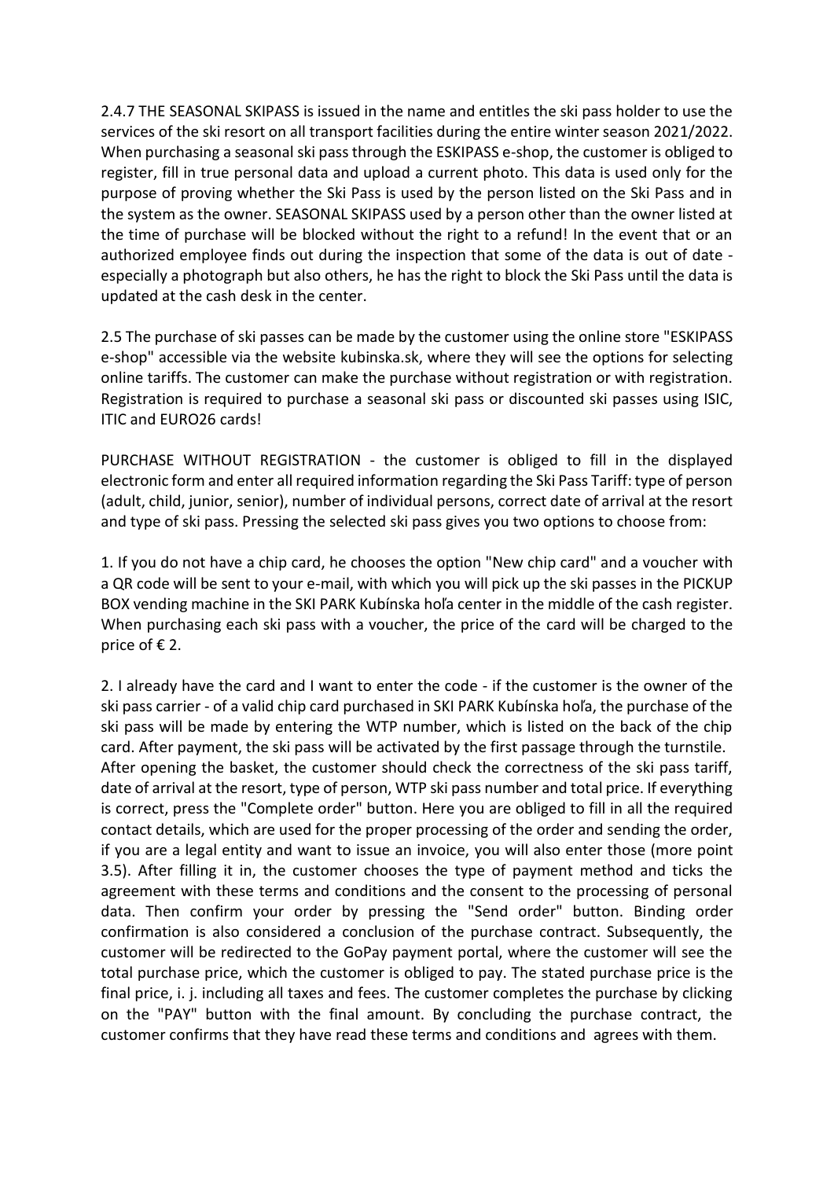2.4.7 THE SEASONAL SKIPASS is issued in the name and entitles the ski pass holder to use the services of the ski resort on all transport facilities during the entire winter season 2021/2022. When purchasing a seasonal ski pass through the ESKIPASS e-shop, the customer is obliged to register, fill in true personal data and upload a current photo. This data is used only for the purpose of proving whether the Ski Pass is used by the person listed on the Ski Pass and in the system as the owner. SEASONAL SKIPASS used by a person other than the owner listed at the time of purchase will be blocked without the right to a refund! In the event that or an authorized employee finds out during the inspection that some of the data is out of date - especially a photograph but also others, he has the right to block the Ski Pass until the data is updated at the cash desk in the center.

2.5 The purchase of ski passes can be made by the customer using the online store "ESKIPASS e-shop" accessible via the website kubinska.sk, where they will see the options for selecting online tariffs. The customer can make the purchase without registration or with registration. Registration is required to purchase a seasonal ski pass or discounted ski passes using ISIC, ITIC and EURO26 cards!

PURCHASE WITHOUT REGISTRATION - the customer is obliged to fill in the displayed electronic form and enter all required information regarding the Ski Pass Tariff: type of person (adult, child, junior, senior), number of individual persons, correct date of arrival at the resort and type of ski pass. Pressing the selected ski pass gives you two options to choose from:

1. If you do not have a chip card, he chooses the option "New chip card" and a voucher with a QR code will be sent to your e-mail, with which you will pick up the ski passes in the PICKUP BOX vending machine in the SKI PARK Kubínska hoľa center in the middle of the cash register. When purchasing each ski pass with a voucher, the price of the card will be charged to the price of € 2.

2. I already have the card and I want to enter the code - if the customer is the owner of the ski pass carrier - of a valid chip card purchased in SKI PARK Kubínska hoľa, the purchase of the ski pass will be made by entering the WTP number, which is listed on the back of the chip card. After payment, the ski pass will be activated by the first passage through the turnstile. After opening the basket, the customer should check the correctness of the ski pass tariff, date of arrival at the resort, type of person, WTP ski pass number and total price. If everything is correct, press the "Complete order" button. Here you are obliged to fill in all the required contact details, which are used for the proper processing of the order and sending the order, if you are a legal entity and want to issue an invoice, you will also enter those (more point 3.5). After filling it in, the customer chooses the type of payment method and ticks the agreement with these terms and conditions and the consent to the processing of personal data. Then confirm your order by pressing the "Send order" button. Binding order confirmation is also considered a conclusion of the purchase contract. Subsequently, the customer will be redirected to the GoPay payment portal, where the customer will see the total purchase price, which the customer is obliged to pay. The stated purchase price is the final price, i. j. including all taxes and fees. The customer completes the purchase by clicking on the "PAY" button with the final amount. By concluding the purchase contract, the customer confirms that they have read these terms and conditions and agrees with them.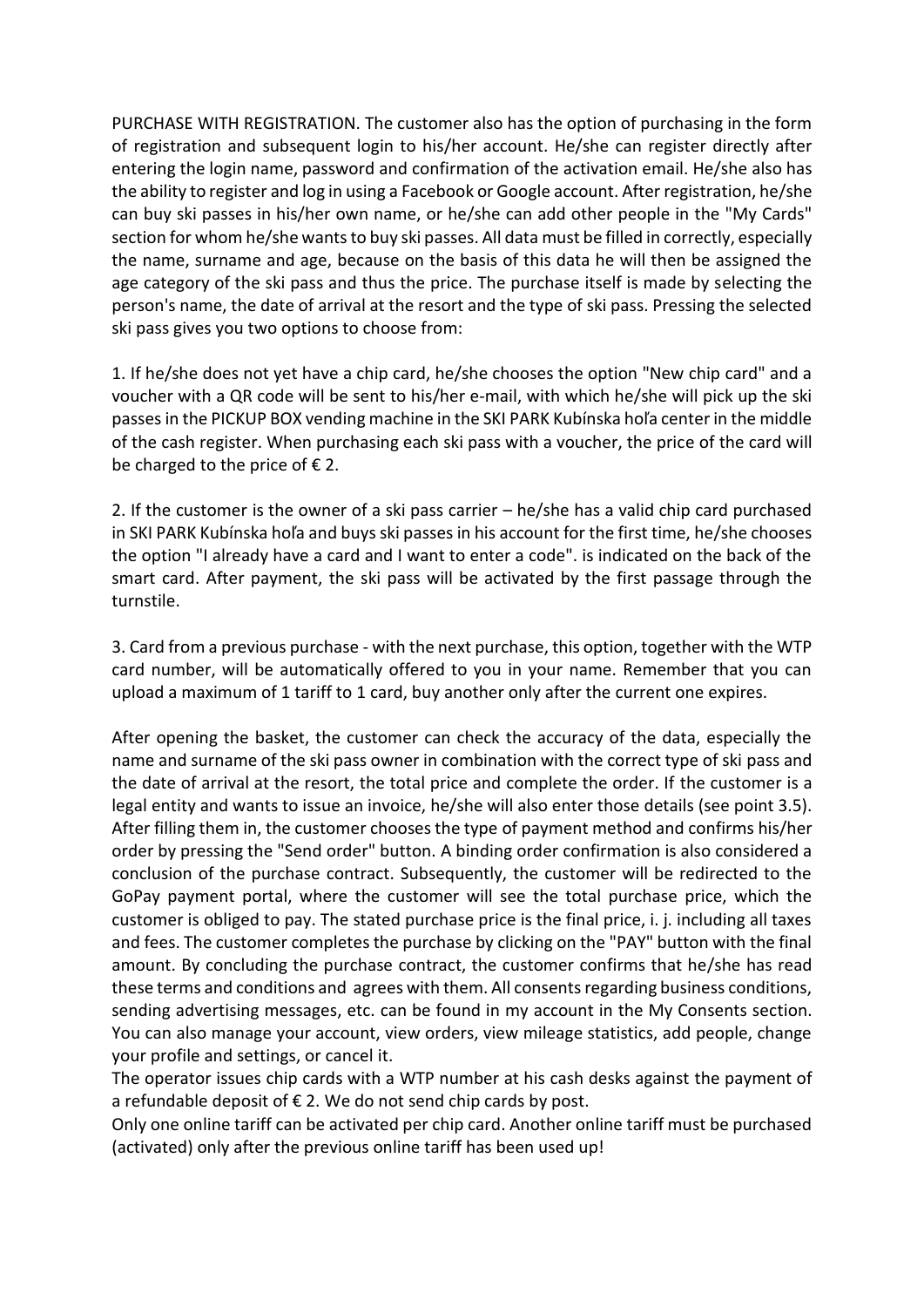PURCHASE WITH REGISTRATION. The customer also has the option of purchasing in the form of registration and subsequent login to his/her account. He/she can register directly after entering the login name, password and confirmation of the activation email. He/she also has the ability to register and log in using a Facebook or Google account. After registration, he/she can buy ski passes in his/her own name, or he/she can add other people in the "My Cards" section for whom he/she wants to buy ski passes. All data must be filled in correctly, especially the name, surname and age, because on the basis of this data he will then be assigned the age category of the ski pass and thus the price. The purchase itself is made by selecting the person's name, the date of arrival at the resort and the type of ski pass. Pressing the selected ski pass gives you two options to choose from:

1. If he/she does not yet have a chip card, he/she chooses the option "New chip card" and a voucher with a QR code will be sent to his/her e-mail, with which he/she will pick up the ski passes in the PICKUP BOX vending machine in the SKI PARK Kubínska hoľa center in the middle of the cash register. When purchasing each ski pass with a voucher, the price of the card will be charged to the price of € 2.

2. If the customer is the owner of a ski pass carrier – he/she has a valid chip card purchased in SKI PARK Kubínska hoľa and buys ski passes in his account for the first time, he/she chooses the option "I already have a card and I want to enter a code". is indicated on the back of the smart card. After payment, the ski pass will be activated by the first passage through the turnstile.

3. Card from a previous purchase - with the next purchase, this option, together with the WTP card number, will be automatically offered to you in your name. Remember that you can upload a maximum of 1 tariff to 1 card, buy another only after the current one expires.

After opening the basket, the customer can check the accuracy of the data, especially the name and surname of the ski pass owner in combination with the correct type of ski pass and the date of arrival at the resort, the total price and complete the order. If the customer is a legal entity and wants to issue an invoice, he/she will also enter those details (see point 3.5). After filling them in, the customer chooses the type of payment method and confirms his/her order by pressing the "Send order" button. A binding order confirmation is also considered a conclusion of the purchase contract. Subsequently, the customer will be redirected to the GoPay payment portal, where the customer will see the total purchase price, which the customer is obliged to pay. The stated purchase price is the final price, i. j. including all taxes and fees. The customer completes the purchase by clicking on the "PAY" button with the final amount. By concluding the purchase contract, the customer confirms that he/she has read these terms and conditions and agrees with them. All consents regarding business conditions, sending advertising messages, etc. can be found in my account in the My Consents section. You can also manage your account, view orders, view mileage statistics, add people, change your profile and settings, or cancel it.
The operator issues chip cards with a WTP number at his cash desks against the payment of a refundable deposit of € 2. We do not send chip cards by post.
Only one online tariff can be activated per chip card. Another online tariff must be purchased (activated) only after the previous online tariff has been used up!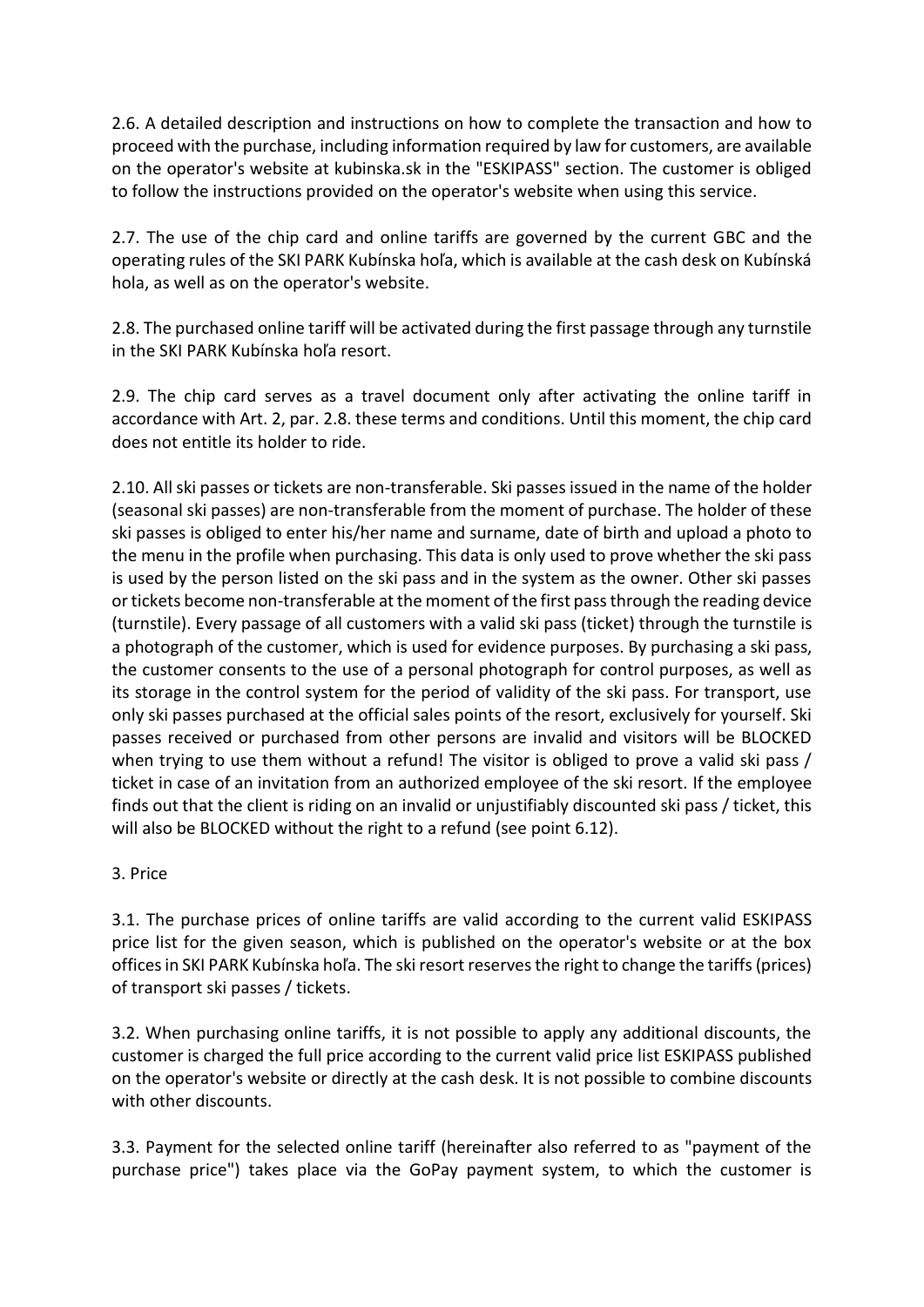2.6. A detailed description and instructions on how to complete the transaction and how to proceed with the purchase, including information required by law for customers, are available on the operator's website at kubinska.sk in the "ESKIPASS" section. The customer is obliged to follow the instructions provided on the operator's website when using this service.

2.7. The use of the chip card and online tariffs are governed by the current GBC and the operating rules of the SKI PARK Kubínska hoľa, which is available at the cash desk on Kubínská hola, as well as on the operator's website.

2.8. The purchased online tariff will be activated during the first passage through any turnstile in the SKI PARK Kubínska hoľa resort.

2.9. The chip card serves as a travel document only after activating the online tariff in accordance with Art. 2, par. 2.8. these terms and conditions. Until this moment, the chip card does not entitle its holder to ride.

2.10. All ski passes or tickets are non-transferable. Ski passes issued in the name of the holder (seasonal ski passes) are non-transferable from the moment of purchase. The holder of these ski passes is obliged to enter his/her name and surname, date of birth and upload a photo to the menu in the profile when purchasing. This data is only used to prove whether the ski pass is used by the person listed on the ski pass and in the system as the owner. Other ski passes or tickets become non-transferable at the moment of the first pass through the reading device (turnstile). Every passage of all customers with a valid ski pass (ticket) through the turnstile is a photograph of the customer, which is used for evidence purposes. By purchasing a ski pass, the customer consents to the use of a personal photograph for control purposes, as well as its storage in the control system for the period of validity of the ski pass. For transport, use only ski passes purchased at the official sales points of the resort, exclusively for yourself. Ski passes received or purchased from other persons are invalid and visitors will be BLOCKED when trying to use them without a refund! The visitor is obliged to prove a valid ski pass / ticket in case of an invitation from an authorized employee of the ski resort. If the employee finds out that the client is riding on an invalid or unjustifiably discounted ski pass / ticket, this will also be BLOCKED without the right to a refund (see point 6.12).

3. Price

3.1. The purchase prices of online tariffs are valid according to the current valid ESKIPASS price list for the given season, which is published on the operator's website or at the box offices in SKI PARK Kubínska hoľa. The ski resort reserves the right to change the tariffs (prices) of transport ski passes / tickets.

3.2. When purchasing online tariffs, it is not possible to apply any additional discounts, the customer is charged the full price according to the current valid price list ESKIPASS published on the operator's website or directly at the cash desk. It is not possible to combine discounts with other discounts.

3.3. Payment for the selected online tariff (hereinafter also referred to as "payment of the purchase price") takes place via the GoPay payment system, to which the customer is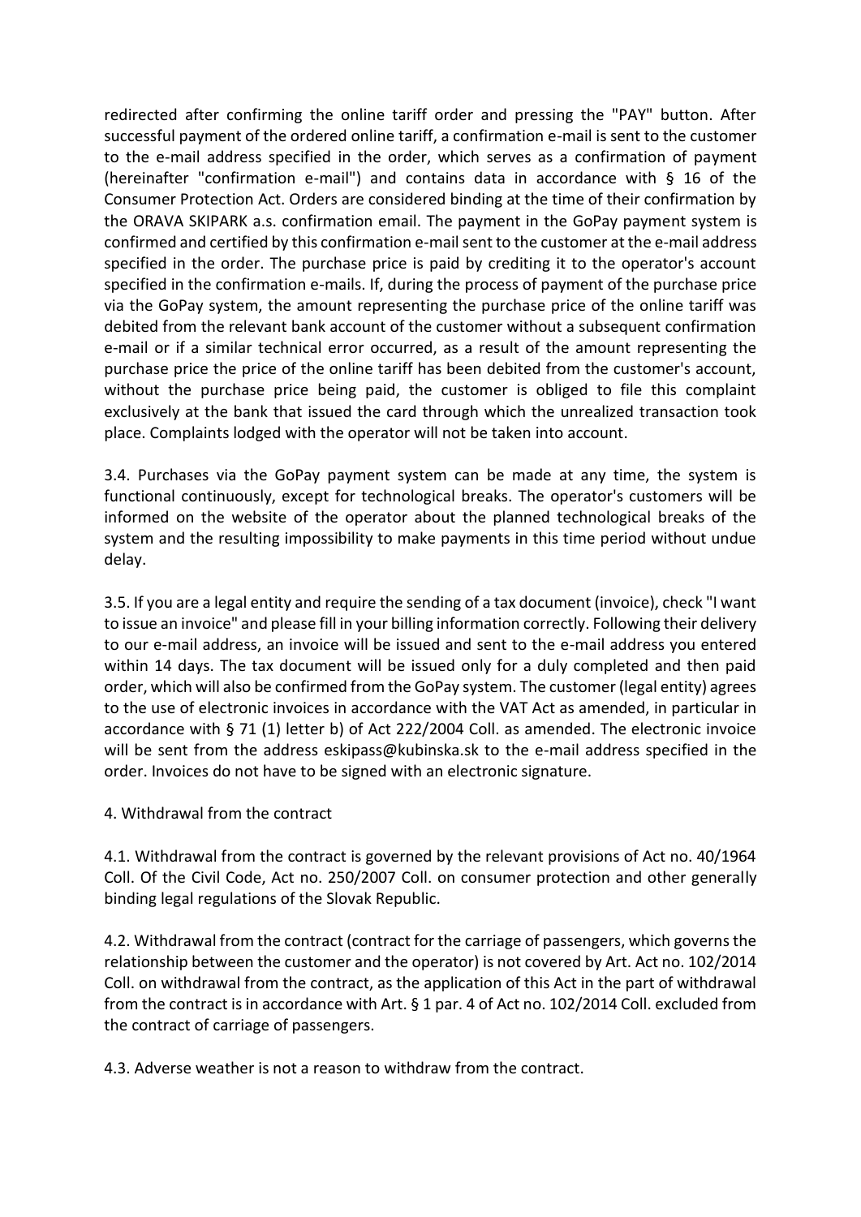redirected after confirming the online tariff order and pressing the "PAY" button. After successful payment of the ordered online tariff, a confirmation e-mail is sent to the customer to the e-mail address specified in the order, which serves as a confirmation of payment (hereinafter "confirmation e-mail") and contains data in accordance with § 16 of the Consumer Protection Act. Orders are considered binding at the time of their confirmation by the ORAVA SKIPARK a.s. confirmation email. The payment in the GoPay payment system is confirmed and certified by this confirmation e-mail sent to the customer at the e-mail address specified in the order. The purchase price is paid by crediting it to the operator's account specified in the confirmation e-mails. If, during the process of payment of the purchase price via the GoPay system, the amount representing the purchase price of the online tariff was debited from the relevant bank account of the customer without a subsequent confirmation e-mail or if a similar technical error occurred, as a result of the amount representing the purchase price the price of the online tariff has been debited from the customer's account, without the purchase price being paid, the customer is obliged to file this complaint exclusively at the bank that issued the card through which the unrealized transaction took place. Complaints lodged with the operator will not be taken into account.

3.4. Purchases via the GoPay payment system can be made at any time, the system is functional continuously, except for technological breaks. The operator's customers will be informed on the website of the operator about the planned technological breaks of the system and the resulting impossibility to make payments in this time period without undue delay.

3.5. If you are a legal entity and require the sending of a tax document (invoice), check "I want to issue an invoice" and please fill in your billing information correctly. Following their delivery to our e-mail address, an invoice will be issued and sent to the e-mail address you entered within 14 days. The tax document will be issued only for a duly completed and then paid order, which will also be confirmed from the GoPay system. The customer (legal entity) agrees to the use of electronic invoices in accordance with the VAT Act as amended, in particular in accordance with § 71 (1) letter b) of Act 222/2004 Coll. as amended. The electronic invoice will be sent from the address eskipass@kubinska.sk to the e-mail address specified in the order. Invoices do not have to be signed with an electronic signature.

4. Withdrawal from the contract

4.1. Withdrawal from the contract is governed by the relevant provisions of Act no. 40/1964 Coll. Of the Civil Code, Act no. 250/2007 Coll. on consumer protection and other generally binding legal regulations of the Slovak Republic.

4.2. Withdrawal from the contract (contract for the carriage of passengers, which governs the relationship between the customer and the operator) is not covered by Art. Act no. 102/2014 Coll. on withdrawal from the contract, as the application of this Act in the part of withdrawal from the contract is in accordance with Art. § 1 par. 4 of Act no. 102/2014 Coll. excluded from the contract of carriage of passengers.

4.3. Adverse weather is not a reason to withdraw from the contract.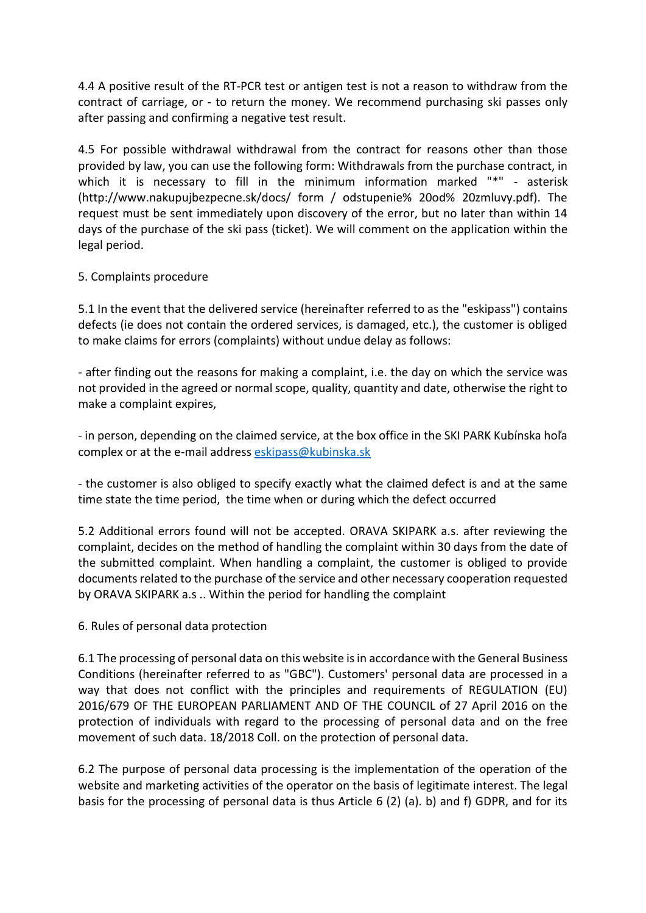4.4 A positive result of the RT-PCR test or antigen test is not a reason to withdraw from the contract of carriage, or - to return the money. We recommend purchasing ski passes only after passing and confirming a negative test result.

4.5 For possible withdrawal withdrawal from the contract for reasons other than those provided by law, you can use the following form: Withdrawals from the purchase contract, in which it is necessary to fill in the minimum information marked "*" - asterisk (http://www.nakupujbezpecne.sk/docs/ form / odstupenie% 20od% 20zmluvy.pdf). The request must be sent immediately upon discovery of the error, but no later than within 14 days of the purchase of the ski pass (ticket). We will comment on the application within the legal period.

## 5. Complaints procedure

5.1 In the event that the delivered service (hereinafter referred to as the "eskipass") contains defects (ie does not contain the ordered services, is damaged, etc.), the customer is obliged to make claims for errors (complaints) without undue delay as follows:

- after finding out the reasons for making a complaint, i.e. the day on which the service was not provided in the agreed or normal scope, quality, quantity and date, otherwise the right to make a complaint expires,

- in person, depending on the claimed service, at the box office in the SKI PARK Kubínska hoľa complex or at the e-mail address eskipass@kubinska.sk

- the customer is also obliged to specify exactly what the claimed defect is and at the same time state the time period, the time when or during which the defect occurred

5.2 Additional errors found will not be accepted. ORAVA SKIPARK a.s. after reviewing the complaint, decides on the method of handling the complaint within 30 days from the date of the submitted complaint. When handling a complaint, the customer is obliged to provide documents related to the purchase of the service and other necessary cooperation requested by ORAVA SKIPARK a.s .. Within the period for handling the complaint

## 6. Rules of personal data protection

6.1 The processing of personal data on this website is in accordance with the General Business Conditions (hereinafter referred to as "GBC"). Customers' personal data are processed in a way that does not conflict with the principles and requirements of REGULATION (EU) 2016/679 OF THE EUROPEAN PARLIAMENT AND OF THE COUNCIL of 27 April 2016 on the protection of individuals with regard to the processing of personal data and on the free movement of such data. 18/2018 Coll. on the protection of personal data.

6.2 The purpose of personal data processing is the implementation of the operation of the website and marketing activities of the operator on the basis of legitimate interest. The legal basis for the processing of personal data is thus Article 6 (2) (a). b) and f) GDPR, and for its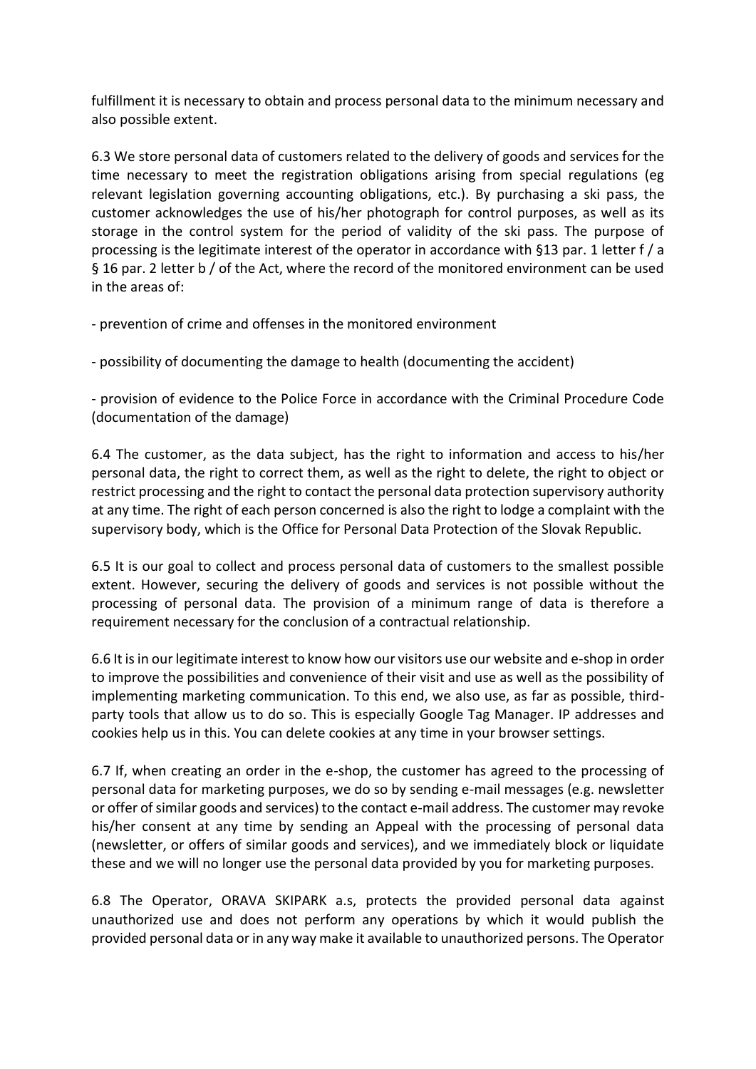fulfillment it is necessary to obtain and process personal data to the minimum necessary and also possible extent.

6.3 We store personal data of customers related to the delivery of goods and services for the time necessary to meet the registration obligations arising from special regulations (eg relevant legislation governing accounting obligations, etc.). By purchasing a ski pass, the customer acknowledges the use of his/her photograph for control purposes, as well as its storage in the control system for the period of validity of the ski pass. The purpose of processing is the legitimate interest of the operator in accordance with §13 par. 1 letter f / a § 16 par. 2 letter b / of the Act, where the record of the monitored environment can be used in the areas of:

- prevention of crime and offenses in the monitored environment

- possibility of documenting the damage to health (documenting the accident)

- provision of evidence to the Police Force in accordance with the Criminal Procedure Code (documentation of the damage)

6.4 The customer, as the data subject, has the right to information and access to his/her personal data, the right to correct them, as well as the right to delete, the right to object or restrict processing and the right to contact the personal data protection supervisory authority at any time. The right of each person concerned is also the right to lodge a complaint with the supervisory body, which is the Office for Personal Data Protection of the Slovak Republic.

6.5 It is our goal to collect and process personal data of customers to the smallest possible extent. However, securing the delivery of goods and services is not possible without the processing of personal data. The provision of a minimum range of data is therefore a requirement necessary for the conclusion of a contractual relationship.

6.6 It is in our legitimate interest to know how our visitors use our website and e-shop in order to improve the possibilities and convenience of their visit and use as well as the possibility of implementing marketing communication. To this end, we also use, as far as possible, third-party tools that allow us to do so. This is especially Google Tag Manager. IP addresses and cookies help us in this. You can delete cookies at any time in your browser settings.

6.7 If, when creating an order in the e-shop, the customer has agreed to the processing of personal data for marketing purposes, we do so by sending e-mail messages (e.g. newsletter or offer of similar goods and services) to the contact e-mail address. The customer may revoke his/her consent at any time by sending an Appeal with the processing of personal data (newsletter, or offers of similar goods and services), and we immediately block or liquidate these and we will no longer use the personal data provided by you for marketing purposes.

6.8 The Operator, ORAVA SKIPARK a.s, protects the provided personal data against unauthorized use and does not perform any operations by which it would publish the provided personal data or in any way make it available to unauthorized persons. The Operator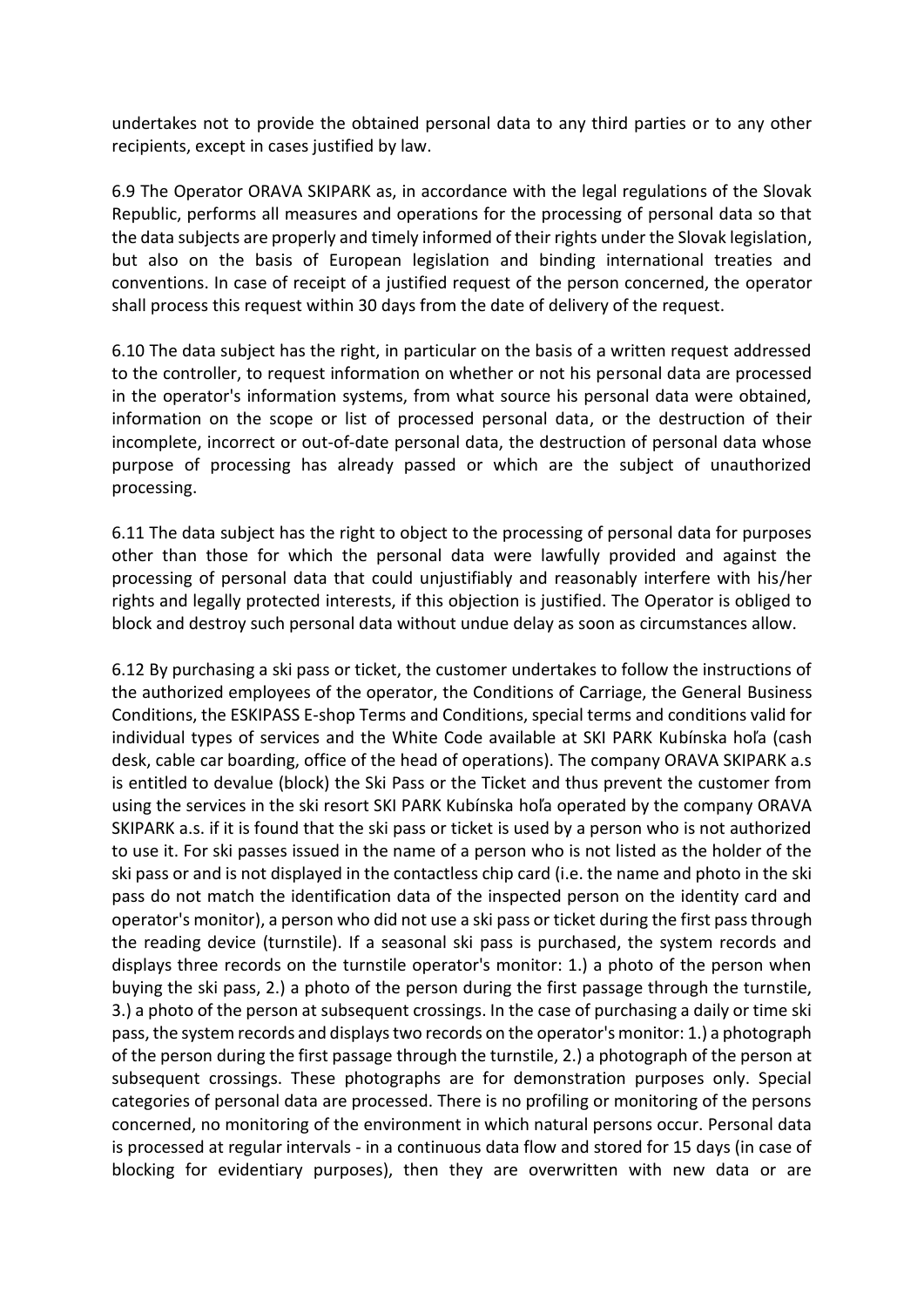undertakes not to provide the obtained personal data to any third parties or to any other recipients, except in cases justified by law.

6.9 The Operator ORAVA SKIPARK as, in accordance with the legal regulations of the Slovak Republic, performs all measures and operations for the processing of personal data so that the data subjects are properly and timely informed of their rights under the Slovak legislation, but also on the basis of European legislation and binding international treaties and conventions. In case of receipt of a justified request of the person concerned, the operator shall process this request within 30 days from the date of delivery of the request.

6.10 The data subject has the right, in particular on the basis of a written request addressed to the controller, to request information on whether or not his personal data are processed in the operator's information systems, from what source his personal data were obtained, information on the scope or list of processed personal data, or the destruction of their incomplete, incorrect or out-of-date personal data, the destruction of personal data whose purpose of processing has already passed or which are the subject of unauthorized processing.

6.11 The data subject has the right to object to the processing of personal data for purposes other than those for which the personal data were lawfully provided and against the processing of personal data that could unjustifiably and reasonably interfere with his/her rights and legally protected interests, if this objection is justified. The Operator is obliged to block and destroy such personal data without undue delay as soon as circumstances allow.

6.12 By purchasing a ski pass or ticket, the customer undertakes to follow the instructions of the authorized employees of the operator, the Conditions of Carriage, the General Business Conditions, the ESKIPASS E-shop Terms and Conditions, special terms and conditions valid for individual types of services and the White Code available at SKI PARK Kubínska hoľa (cash desk, cable car boarding, office of the head of operations). The company ORAVA SKIPARK a.s is entitled to devalue (block) the Ski Pass or the Ticket and thus prevent the customer from using the services in the ski resort SKI PARK Kubínska hoľa operated by the company ORAVA SKIPARK a.s. if it is found that the ski pass or ticket is used by a person who is not authorized to use it. For ski passes issued in the name of a person who is not listed as the holder of the ski pass or and is not displayed in the contactless chip card (i.e. the name and photo in the ski pass do not match the identification data of the inspected person on the identity card and operator's monitor), a person who did not use a ski pass or ticket during the first pass through the reading device (turnstile). If a seasonal ski pass is purchased, the system records and displays three records on the turnstile operator's monitor: 1.) a photo of the person when buying the ski pass, 2.) a photo of the person during the first passage through the turnstile, 3.) a photo of the person at subsequent crossings. In the case of purchasing a daily or time ski pass, the system records and displays two records on the operator's monitor: 1.) a photograph of the person during the first passage through the turnstile, 2.) a photograph of the person at subsequent crossings. These photographs are for demonstration purposes only. Special categories of personal data are processed. There is no profiling or monitoring of the persons concerned, no monitoring of the environment in which natural persons occur. Personal data is processed at regular intervals - in a continuous data flow and stored for 15 days (in case of blocking for evidentiary purposes), then they are overwritten with new data or are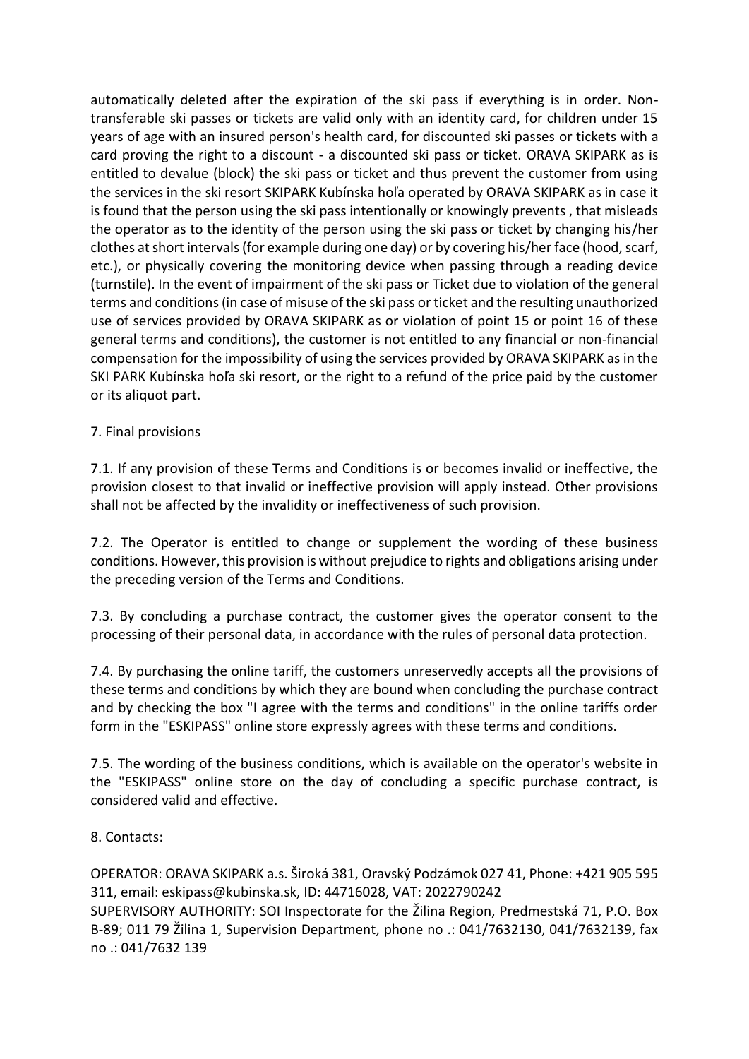automatically deleted after the expiration of the ski pass if everything is in order. Non-transferable ski passes or tickets are valid only with an identity card, for children under 15 years of age with an insured person's health card, for discounted ski passes or tickets with a card proving the right to a discount - a discounted ski pass or ticket. ORAVA SKIPARK as is entitled to devalue (block) the ski pass or ticket and thus prevent the customer from using the services in the ski resort SKIPARK Kubínska hoľa operated by ORAVA SKIPARK as in case it is found that the person using the ski pass intentionally or knowingly prevents , that misleads the operator as to the identity of the person using the ski pass or ticket by changing his/her clothes at short intervals (for example during one day) or by covering his/her face (hood, scarf, etc.), or physically covering the monitoring device when passing through a reading device (turnstile). In the event of impairment of the ski pass or Ticket due to violation of the general terms and conditions (in case of misuse of the ski pass or ticket and the resulting unauthorized use of services provided by ORAVA SKIPARK as or violation of point 15 or point 16 of these general terms and conditions), the customer is not entitled to any financial or non-financial compensation for the impossibility of using the services provided by ORAVA SKIPARK as in the SKI PARK Kubínska hoľa ski resort, or the right to a refund of the price paid by the customer or its aliquot part.

## 7. Final provisions

7.1. If any provision of these Terms and Conditions is or becomes invalid or ineffective, the provision closest to that invalid or ineffective provision will apply instead. Other provisions shall not be affected by the invalidity or ineffectiveness of such provision.

7.2. The Operator is entitled to change or supplement the wording of these business conditions. However, this provision is without prejudice to rights and obligations arising under the preceding version of the Terms and Conditions.

7.3. By concluding a purchase contract, the customer gives the operator consent to the processing of their personal data, in accordance with the rules of personal data protection.

7.4. By purchasing the online tariff, the customers unreservedly accepts all the provisions of these terms and conditions by which they are bound when concluding the purchase contract and by checking the box "I agree with the terms and conditions" in the online tariffs order form in the "ESKIPASS" online store expressly agrees with these terms and conditions.

7.5. The wording of the business conditions, which is available on the operator's website in the "ESKIPASS" online store on the day of concluding a specific purchase contract, is considered valid and effective.

## 8. Contacts:

OPERATOR: ORAVA SKIPARK a.s. Široká 381, Oravský Podzámok 027 41, Phone: +421 905 595 311, email: eskipass@kubinska.sk, ID: 44716028, VAT: 2022790242
SUPERVISORY AUTHORITY: SOI Inspectorate for the Žilina Region, Predmestská 71, P.O. Box B-89; 011 79 Žilina 1, Supervision Department, phone no .: 041/7632130, 041/7632139, fax no .: 041/7632 139